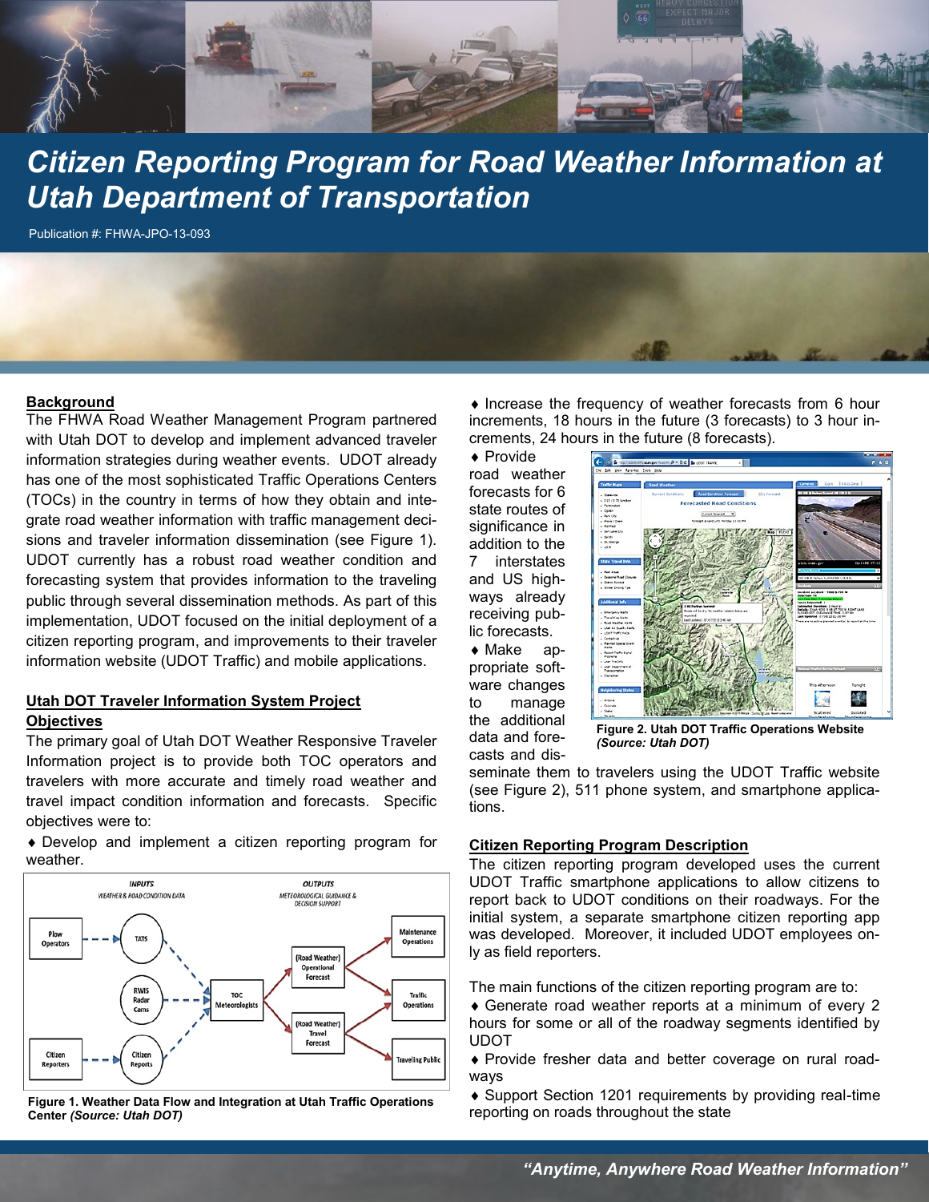# Citizen Reporting Program for Road Weather Information at Utah Department of Transportation

Publication #: FHWA-JPO-13-093

## Background

The FHWA Road Weather Management Program partnered with Utah DOT to develop and implement advanced traveler information strategies during weather events. UDOT already has one of the most sophisticated Traffic Operations Centers (TOCs) in the country in terms of how they obtain and integrate road weather information with traffic management decisions and traveler information dissemination (see Figure 1). UDOT currently has a robust road weather condition and forecasting system that provides information to the traveling public through several dissemination methods. As part of this implementation, UDOT focused on the initial deployment of a citizen reporting program, and improvements to their traveler information website (UDOT Traffic) and mobile applications.

## Utah DOT Traveler Information System Project Objectives

The primary goal of Utah DOT Weather Responsive Traveler Information project is to provide both TOC operators and travelers with more accurate and timely road weather and travel impact condition information and forecasts. Specific objectives were to:

- ♦ Develop and implement a citizen reporting program for weather.

Figure 1. Weather Data Flow and Integration at Utah Traffic Operations Center *(Source: Utah DOT)*

- ♦ Increase the frequency of weather forecasts from 6 hour increments, 18 hours in the future (3 forecasts) to 3 hour increments, 24 hours in the future (8 forecasts).
- ♦ Provide road weather forecasts for 6 state routes of significance in addition to the 7 interstates and US highways already receiving public forecasts.
- ♦ Make appropriate software changes to manage the additional data and forecasts and disseminate them to travelers using the UDOT Traffic website (see Figure 2), 511 phone system, and smartphone applications.

Figure 2. Utah DOT Traffic Operations Website *(Source: Utah DOT)*

## Citizen Reporting Program Description

The citizen reporting program developed uses the current UDOT Traffic smartphone applications to allow citizens to report back to UDOT conditions on their roadways. For the initial system, a separate smartphone citizen reporting app was developed. Moreover, it included UDOT employees only as field reporters.

The main functions of the citizen reporting program are to:

- ♦ Generate road weather reports at a minimum of every 2 hours for some or all of the roadway segments identified by UDOT
- ♦ Provide fresher data and better coverage on rural roadways
- ♦ Support Section 1201 requirements by providing real-time reporting on roads throughout the state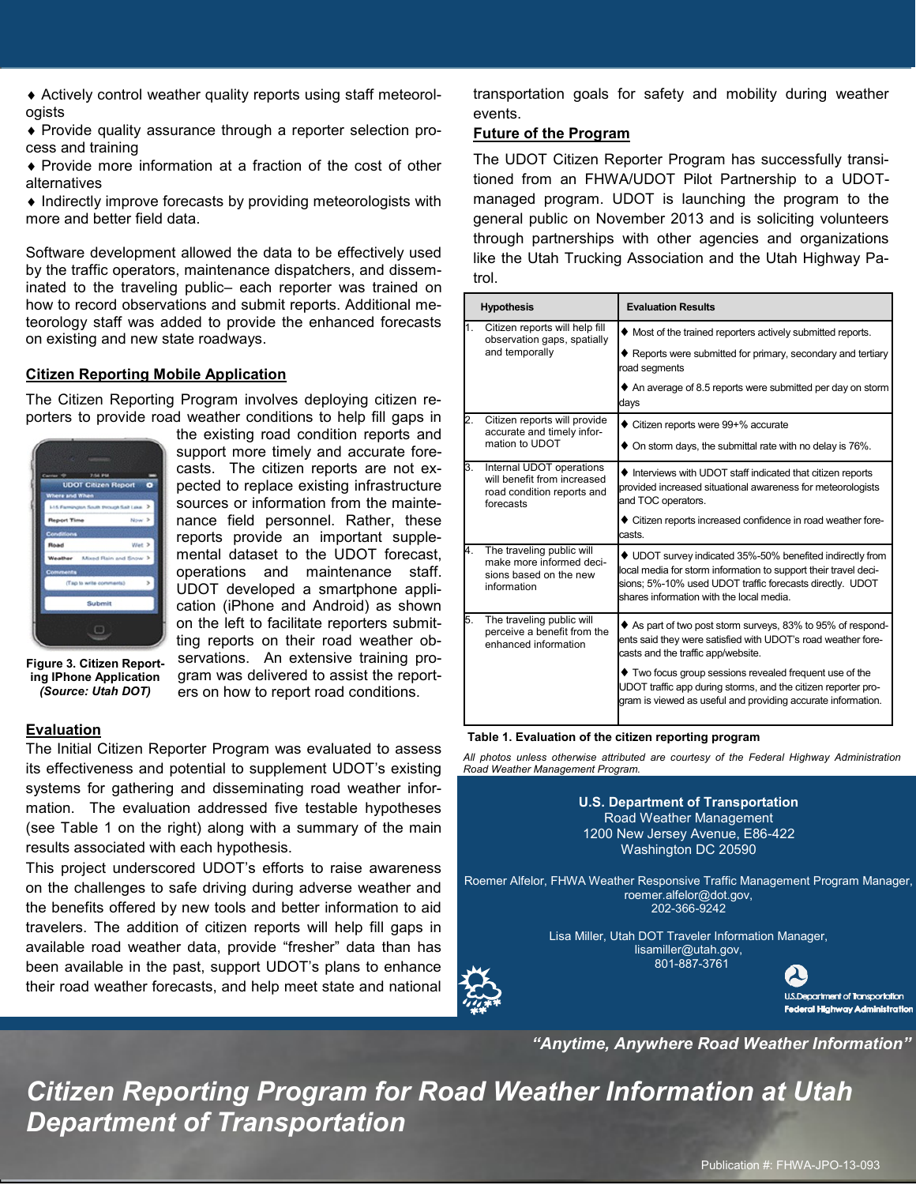♦ Actively control weather quality reports using staff meteorologists
♦ Provide quality assurance through a reporter selection process and training
♦ Provide more information at a fraction of the cost of other alternatives
♦ Indirectly improve forecasts by providing meteorologists with more and better field data.

Software development allowed the data to be effectively used by the traffic operators, maintenance dispatchers, and disseminated to the traveling public– each reporter was trained on how to record observations and submit reports. Additional meteorology staff was added to provide the enhanced forecasts on existing and new state roadways.

## Citizen Reporting Mobile Application

The Citizen Reporting Program involves deploying citizen reporters to provide road weather conditions to help fill gaps in the existing road condition reports and support more timely and accurate forecasts. The citizen reports are not expected to replace existing infrastructure sources or information from the maintenance field personnel. Rather, these reports provide an important supplemental dataset to the UDOT forecast, operations and maintenance staff. UDOT developed a smartphone application (iPhone and Android) as shown on the left to facilitate reporters submitting reports on their road weather observations. An extensive training program was delivered to assist the reporters on how to report road conditions.

**Figure 3. Citizen Reporting IPhone Application** ***(Source: Utah DOT)***

## Evaluation

The Initial Citizen Reporter Program was evaluated to assess its effectiveness and potential to supplement UDOT's existing systems for gathering and disseminating road weather information. The evaluation addressed five testable hypotheses (see Table 1 on the right) along with a summary of the main results associated with each hypothesis.

This project underscored UDOT's efforts to raise awareness on the challenges to safe driving during adverse weather and the benefits offered by new tools and better information to aid travelers. The addition of citizen reports will help fill gaps in available road weather data, provide "fresher" data than has been available in the past, support UDOT's plans to enhance their road weather forecasts, and help meet state and national transportation goals for safety and mobility during weather events.

## Future of the Program

The UDOT Citizen Reporter Program has successfully transitioned from an FHWA/UDOT Pilot Partnership to a UDOT-managed program. UDOT is launching the program to the general public on November 2013 and is soliciting volunteers through partnerships with other agencies and organizations like the Utah Trucking Association and the Utah Highway Patrol.

| Hypothesis | Evaluation Results |
|---|---|
| 1. Citizen reports will help fill observation gaps, spatially and temporally | ♦ Most of the trained reporters actively submitted reports.<br>♦ Reports were submitted for primary, secondary and tertiary road segments<br>♦ An average of 8.5 reports were submitted per day on storm days |
| 2. Citizen reports will provide accurate and timely information to UDOT | ♦ Citizen reports were 99+% accurate<br>♦ On storm days, the submittal rate with no delay is 76%. |
| 3. Internal UDOT operations will benefit from increased road condition reports and forecasts | ♦ Interviews with UDOT staff indicated that citizen reports provided increased situational awareness for meteorologists and TOC operators.<br>♦ Citizen reports increased confidence in road weather forecasts. |
| 4. The traveling public will make more informed decisions based on the new information | ♦ UDOT survey indicated 35%-50% benefited indirectly from local media for storm information to support their travel decisions; 5%-10% used UDOT traffic forecasts directly. UDOT shares information with the local media. |
| 5. The traveling public will perceive a benefit from the enhanced information | ♦ As part of two post storm surveys, 83% to 95% of respondents said they were satisfied with UDOT's road weather forecasts and the traffic app/website.<br>♦ Two focus group sessions revealed frequent use of the UDOT traffic app during storms, and the citizen reporter program is viewed as useful and providing accurate information. |

**Table 1. Evaluation of the citizen reporting program**

*All photos unless otherwise attributed are courtesy of the Federal Highway Administration Road Weather Management Program.*

**U.S. Department of Transportation**
Road Weather Management
1200 New Jersey Avenue, E86-422
Washington DC 20590

Roemer Alfelor, FHWA Weather Responsive Traffic Management Program Manager,
roemer.alfelor@dot.gov,
202-366-9242

Lisa Miller, Utah DOT Traveler Information Manager,
lisamiller@utah.gov,
801-887-3761

U.S. Department of Transportation
Federal Highway Administration

***"Anytime, Anywhere Road Weather Information"***

# *Citizen Reporting Program for Road Weather Information at Utah Department of Transportation*

Publication #: FHWA-JPO-13-093